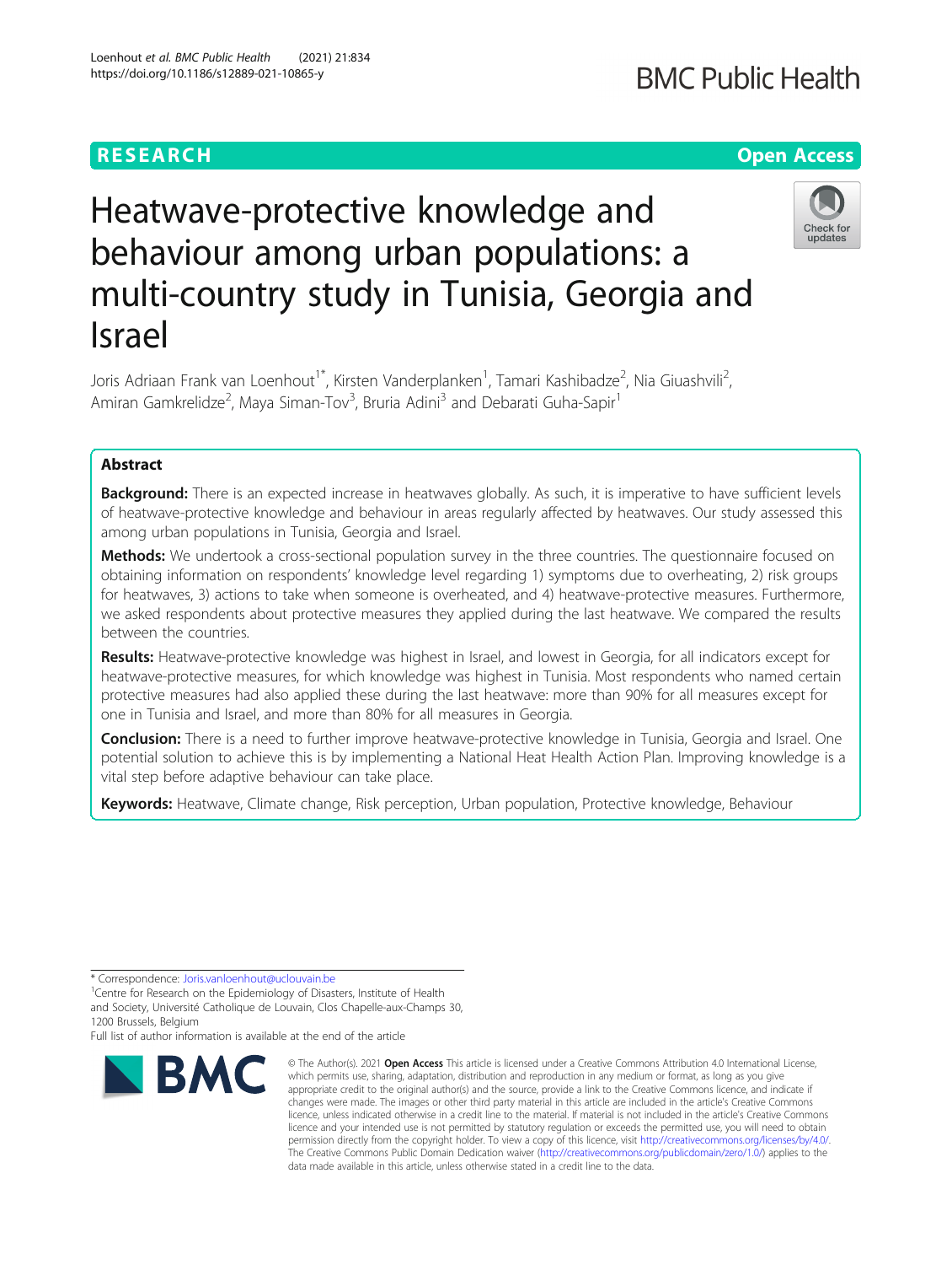RESEARCH

Open Access

# Heatwave-protective knowledge and behaviour among urban populations: a multi-country study in Tunisia, Georgia and Israel

Joris Adriaan Frank van Loenhout[1*], Kirsten Vanderplanken[1], Tamari Kashibadze[2], Nia Giuashvili[2], Amiran Gamkrelidze[2], Maya Siman-Tov[3], Bruria Adini[3] and Debarati Guha-Sapir[1]

## Abstract

**Background:** There is an expected increase in heatwaves globally. As such, it is imperative to have sufficient levels of heatwave-protective knowledge and behaviour in areas regularly affected by heatwaves. Our study assessed this among urban populations in Tunisia, Georgia and Israel.

**Methods:** We undertook a cross-sectional population survey in the three countries. The questionnaire focused on obtaining information on respondents' knowledge level regarding 1) symptoms due to overheating, 2) risk groups for heatwaves, 3) actions to take when someone is overheated, and 4) heatwave-protective measures. Furthermore, we asked respondents about protective measures they applied during the last heatwave. We compared the results between the countries.

**Results:** Heatwave-protective knowledge was highest in Israel, and lowest in Georgia, for all indicators except for heatwave-protective measures, for which knowledge was highest in Tunisia. Most respondents who named certain protective measures had also applied these during the last heatwave: more than 90% for all measures except for one in Tunisia and Israel, and more than 80% for all measures in Georgia.

**Conclusion:** There is a need to further improve heatwave-protective knowledge in Tunisia, Georgia and Israel. One potential solution to achieve this is by implementing a National Heat Health Action Plan. Improving knowledge is a vital step before adaptive behaviour can take place.

**Keywords:** Heatwave, Climate change, Risk perception, Urban population, Protective knowledge, Behaviour

* Correspondence: Joris.vanloenhout@uclouvain.be

[1]Centre for Research on the Epidemiology of Disasters, Institute of Health and Society, Université Catholique de Louvain, Clos Chapelle-aux-Champs 30, 1200 Brussels, Belgium

Full list of author information is available at the end of the article

© The Author(s). 2021 **Open Access** This article is licensed under a Creative Commons Attribution 4.0 International License, which permits use, sharing, adaptation, distribution and reproduction in any medium or format, as long as you give appropriate credit to the original author(s) and the source, provide a link to the Creative Commons licence, and indicate if changes were made. The images or other third party material in this article are included in the article's Creative Commons licence, unless indicated otherwise in a credit line to the material. If material is not included in the article's Creative Commons licence and your intended use is not permitted by statutory regulation or exceeds the permitted use, you will need to obtain permission directly from the copyright holder. To view a copy of this licence, visit http://creativecommons.org/licenses/by/4.0/. The Creative Commons Public Domain Dedication waiver (http://creativecommons.org/publicdomain/zero/1.0/) applies to the data made available in this article, unless otherwise stated in a credit line to the data.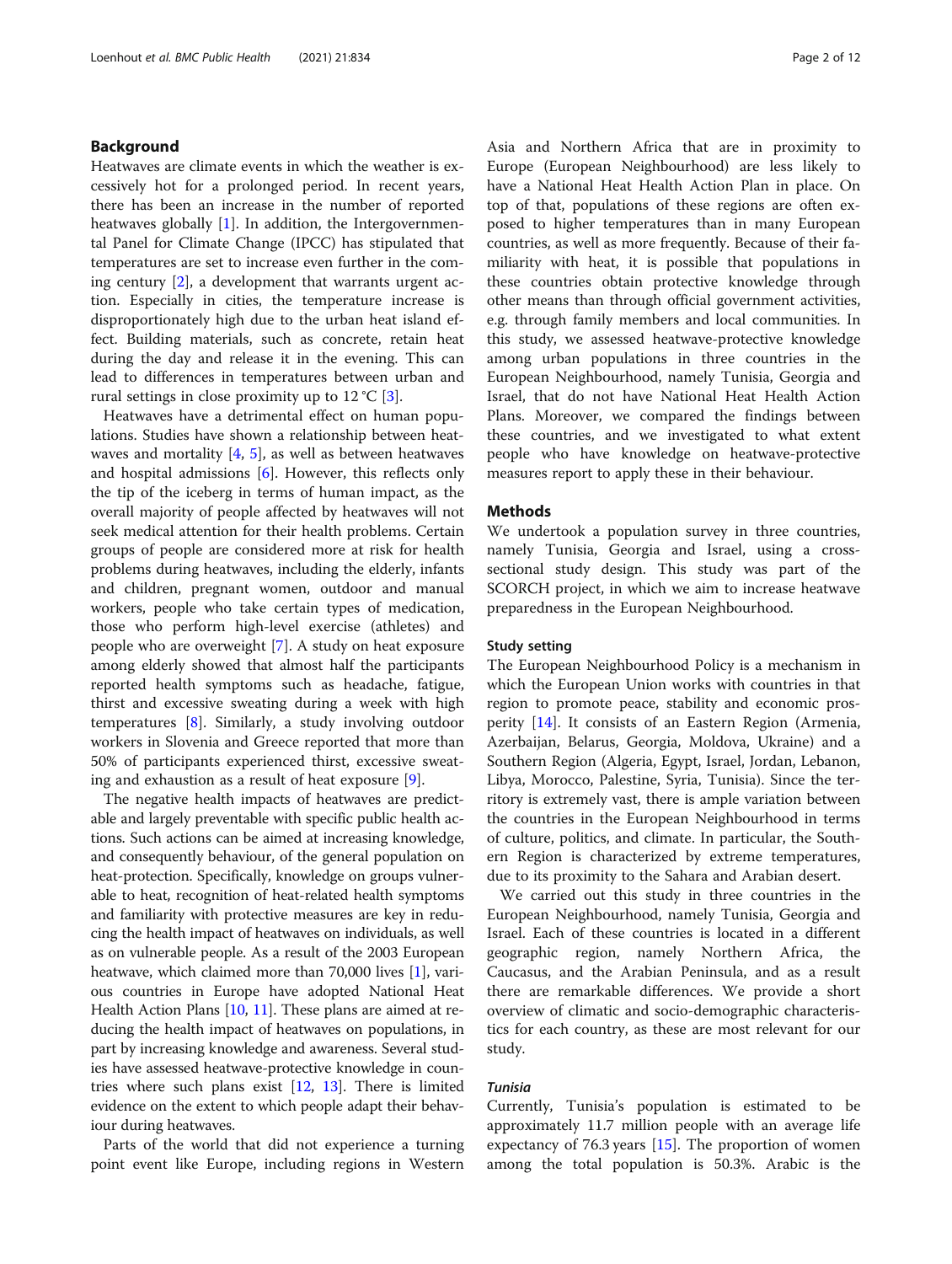## Background

Heatwaves are climate events in which the weather is excessively hot for a prolonged period. In recent years, there has been an increase in the number of reported heatwaves globally [1]. In addition, the Intergovernmental Panel for Climate Change (IPCC) has stipulated that temperatures are set to increase even further in the coming century [2], a development that warrants urgent action. Especially in cities, the temperature increase is disproportionately high due to the urban heat island effect. Building materials, such as concrete, retain heat during the day and release it in the evening. This can lead to differences in temperatures between urban and rural settings in close proximity up to 12 °C [3].

Heatwaves have a detrimental effect on human populations. Studies have shown a relationship between heatwaves and mortality [4, 5], as well as between heatwaves and hospital admissions [6]. However, this reflects only the tip of the iceberg in terms of human impact, as the overall majority of people affected by heatwaves will not seek medical attention for their health problems. Certain groups of people are considered more at risk for health problems during heatwaves, including the elderly, infants and children, pregnant women, outdoor and manual workers, people who take certain types of medication, those who perform high-level exercise (athletes) and people who are overweight [7]. A study on heat exposure among elderly showed that almost half the participants reported health symptoms such as headache, fatigue, thirst and excessive sweating during a week with high temperatures [8]. Similarly, a study involving outdoor workers in Slovenia and Greece reported that more than 50% of participants experienced thirst, excessive sweating and exhaustion as a result of heat exposure [9].

The negative health impacts of heatwaves are predictable and largely preventable with specific public health actions. Such actions can be aimed at increasing knowledge, and consequently behaviour, of the general population on heat-protection. Specifically, knowledge on groups vulnerable to heat, recognition of heat-related health symptoms and familiarity with protective measures are key in reducing the health impact of heatwaves on individuals, as well as on vulnerable people. As a result of the 2003 European heatwave, which claimed more than 70,000 lives [1], various countries in Europe have adopted National Heat Health Action Plans [10, 11]. These plans are aimed at reducing the health impact of heatwaves on populations, in part by increasing knowledge and awareness. Several studies have assessed heatwave-protective knowledge in countries where such plans exist [12, 13]. There is limited evidence on the extent to which people adapt their behaviour during heatwaves.

Parts of the world that did not experience a turning point event like Europe, including regions in Western Asia and Northern Africa that are in proximity to Europe (European Neighbourhood) are less likely to have a National Heat Health Action Plan in place. On top of that, populations of these regions are often exposed to higher temperatures than in many European countries, as well as more frequently. Because of their familiarity with heat, it is possible that populations in these countries obtain protective knowledge through other means than through official government activities, e.g. through family members and local communities. In this study, we assessed heatwave-protective knowledge among urban populations in three countries in the European Neighbourhood, namely Tunisia, Georgia and Israel, that do not have National Heat Health Action Plans. Moreover, we compared the findings between these countries, and we investigated to what extent people who have knowledge on heatwave-protective measures report to apply these in their behaviour.

## Methods

We undertook a population survey in three countries, namely Tunisia, Georgia and Israel, using a cross-sectional study design. This study was part of the SCORCH project, in which we aim to increase heatwave preparedness in the European Neighbourhood.

### Study setting

The European Neighbourhood Policy is a mechanism in which the European Union works with countries in that region to promote peace, stability and economic prosperity [14]. It consists of an Eastern Region (Armenia, Azerbaijan, Belarus, Georgia, Moldova, Ukraine) and a Southern Region (Algeria, Egypt, Israel, Jordan, Lebanon, Libya, Morocco, Palestine, Syria, Tunisia). Since the territory is extremely vast, there is ample variation between the countries in the European Neighbourhood in terms of culture, politics, and climate. In particular, the Southern Region is characterized by extreme temperatures, due to its proximity to the Sahara and Arabian desert.

We carried out this study in three countries in the European Neighbourhood, namely Tunisia, Georgia and Israel. Each of these countries is located in a different geographic region, namely Northern Africa, the Caucasus, and the Arabian Peninsula, and as a result there are remarkable differences. We provide a short overview of climatic and socio-demographic characteristics for each country, as these are most relevant for our study.

#### *Tunisia*

Currently, Tunisia's population is estimated to be approximately 11.7 million people with an average life expectancy of 76.3 years [15]. The proportion of women among the total population is 50.3%. Arabic is the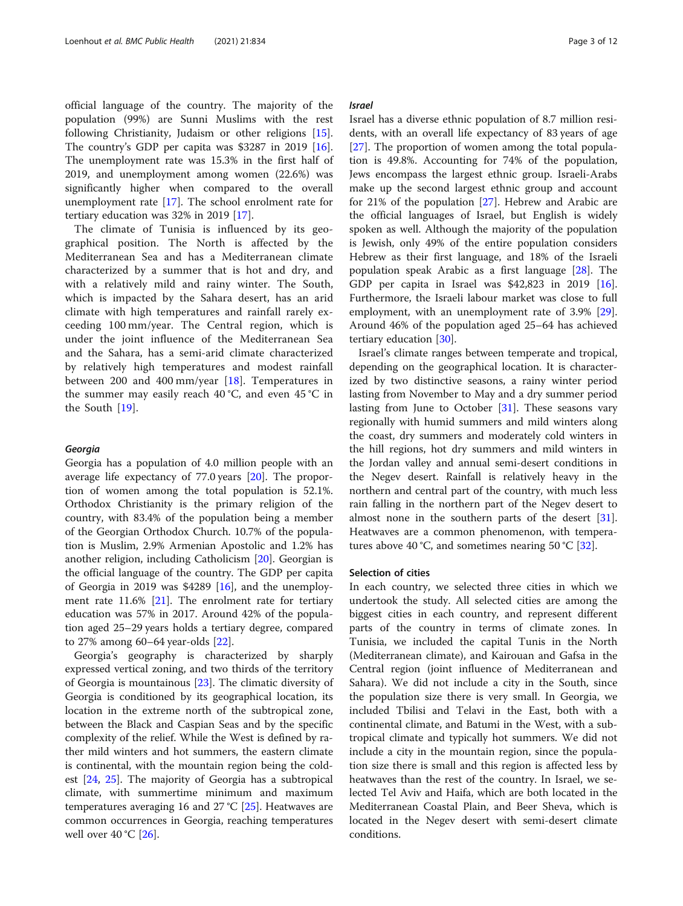official language of the country. The majority of the population (99%) are Sunni Muslims with the rest following Christianity, Judaism or other religions [15]. The country's GDP per capita was $3287 in 2019 [16]. The unemployment rate was 15.3% in the first half of 2019, and unemployment among women (22.6%) was significantly higher when compared to the overall unemployment rate [17]. The school enrolment rate for tertiary education was 32% in 2019 [17].

The climate of Tunisia is influenced by its geographical position. The North is affected by the Mediterranean Sea and has a Mediterranean climate characterized by a summer that is hot and dry, and with a relatively mild and rainy winter. The South, which is impacted by the Sahara desert, has an arid climate with high temperatures and rainfall rarely exceeding 100 mm/year. The Central region, which is under the joint influence of the Mediterranean Sea and the Sahara, has a semi-arid climate characterized by relatively high temperatures and modest rainfall between 200 and 400 mm/year [18]. Temperatures in the summer may easily reach 40 °C, and even 45 °C in the South [19].

### *Georgia*

Georgia has a population of 4.0 million people with an average life expectancy of 77.0 years [20]. The proportion of women among the total population is 52.1%. Orthodox Christianity is the primary religion of the country, with 83.4% of the population being a member of the Georgian Orthodox Church. 10.7% of the population is Muslim, 2.9% Armenian Apostolic and 1.2% has another religion, including Catholicism [20]. Georgian is the official language of the country. The GDP per capita of Georgia in 2019 was $4289 [16], and the unemployment rate 11.6% [21]. The enrolment rate for tertiary education was 57% in 2017. Around 42% of the population aged 25–29 years holds a tertiary degree, compared to 27% among 60–64 year-olds [22].

Georgia's geography is characterized by sharply expressed vertical zoning, and two thirds of the territory of Georgia is mountainous [23]. The climatic diversity of Georgia is conditioned by its geographical location, its location in the extreme north of the subtropical zone, between the Black and Caspian Seas and by the specific complexity of the relief. While the West is defined by rather mild winters and hot summers, the eastern climate is continental, with the mountain region being the coldest [24, 25]. The majority of Georgia has a subtropical climate, with summertime minimum and maximum temperatures averaging 16 and 27 °C [25]. Heatwaves are common occurrences in Georgia, reaching temperatures well over 40 °C [26].

### *Israel*

Israel has a diverse ethnic population of 8.7 million residents, with an overall life expectancy of 83 years of age [27]. The proportion of women among the total population is 49.8%. Accounting for 74% of the population, Jews encompass the largest ethnic group. Israeli-Arabs make up the second largest ethnic group and account for 21% of the population [27]. Hebrew and Arabic are the official languages of Israel, but English is widely spoken as well. Although the majority of the population is Jewish, only 49% of the entire population considers Hebrew as their first language, and 18% of the Israeli population speak Arabic as a first language [28]. The GDP per capita in Israel was $42,823 in 2019 [16]. Furthermore, the Israeli labour market was close to full employment, with an unemployment rate of 3.9% [29]. Around 46% of the population aged 25–64 has achieved tertiary education [30].

Israel's climate ranges between temperate and tropical, depending on the geographical location. It is characterized by two distinctive seasons, a rainy winter period lasting from November to May and a dry summer period lasting from June to October [31]. These seasons vary regionally with humid summers and mild winters along the coast, dry summers and moderately cold winters in the hill regions, hot dry summers and mild winters in the Jordan valley and annual semi-desert conditions in the Negev desert. Rainfall is relatively heavy in the northern and central part of the country, with much less rain falling in the northern part of the Negev desert to almost none in the southern parts of the desert [31]. Heatwaves are a common phenomenon, with temperatures above 40 °C, and sometimes nearing 50 °C [32].

### Selection of cities

In each country, we selected three cities in which we undertook the study. All selected cities are among the biggest cities in each country, and represent different parts of the country in terms of climate zones. In Tunisia, we included the capital Tunis in the North (Mediterranean climate), and Kairouan and Gafsa in the Central region (joint influence of Mediterranean and Sahara). We did not include a city in the South, since the population size there is very small. In Georgia, we included Tbilisi and Telavi in the East, both with a continental climate, and Batumi in the West, with a subtropical climate and typically hot summers. We did not include a city in the mountain region, since the population size there is small and this region is affected less by heatwaves than the rest of the country. In Israel, we selected Tel Aviv and Haifa, which are both located in the Mediterranean Coastal Plain, and Beer Sheva, which is located in the Negev desert with semi-desert climate conditions.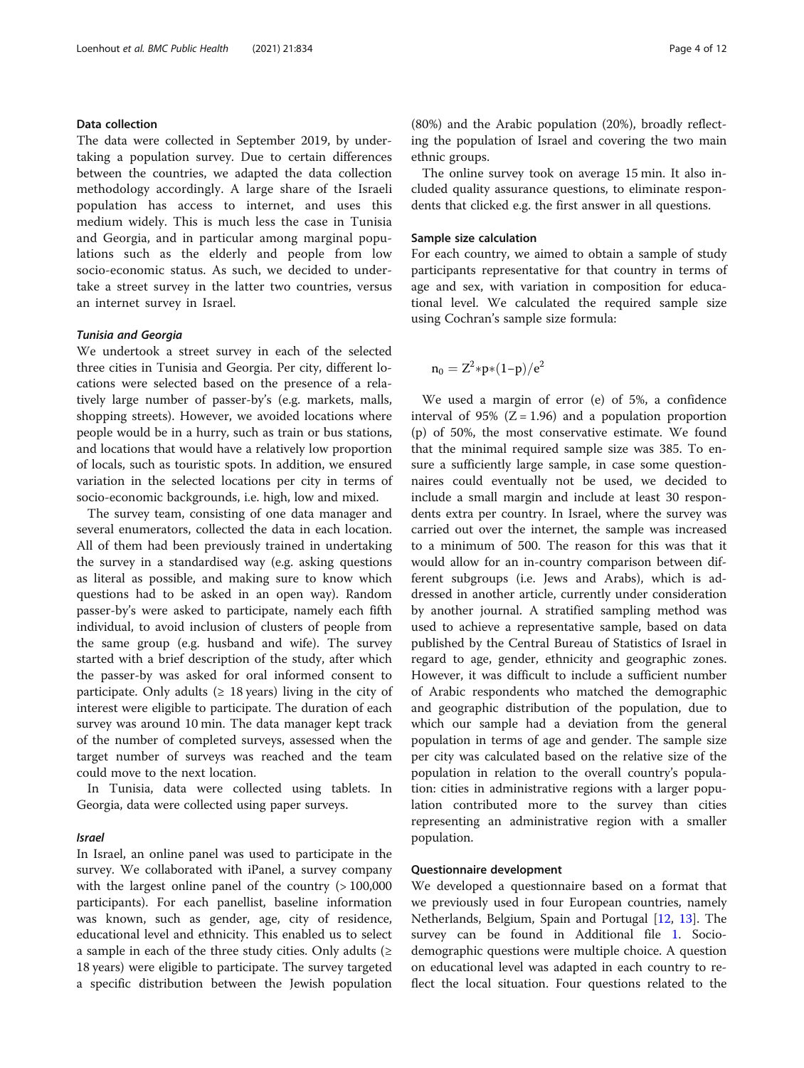## Data collection

The data were collected in September 2019, by undertaking a population survey. Due to certain differences between the countries, we adapted the data collection methodology accordingly. A large share of the Israeli population has access to internet, and uses this medium widely. This is much less the case in Tunisia and Georgia, and in particular among marginal populations such as the elderly and people from low socio-economic status. As such, we decided to undertake a street survey in the latter two countries, versus an internet survey in Israel.

### *Tunisia and Georgia*

We undertook a street survey in each of the selected three cities in Tunisia and Georgia. Per city, different locations were selected based on the presence of a relatively large number of passer-by's (e.g. markets, malls, shopping streets). However, we avoided locations where people would be in a hurry, such as train or bus stations, and locations that would have a relatively low proportion of locals, such as touristic spots. In addition, we ensured variation in the selected locations per city in terms of socio-economic backgrounds, i.e. high, low and mixed.

The survey team, consisting of one data manager and several enumerators, collected the data in each location. All of them had been previously trained in undertaking the survey in a standardised way (e.g. asking questions as literal as possible, and making sure to know which questions had to be asked in an open way). Random passer-by's were asked to participate, namely each fifth individual, to avoid inclusion of clusters of people from the same group (e.g. husband and wife). The survey started with a brief description of the study, after which the passer-by was asked for oral informed consent to participate. Only adults (≥ 18 years) living in the city of interest were eligible to participate. The duration of each survey was around 10 min. The data manager kept track of the number of completed surveys, assessed when the target number of surveys was reached and the team could move to the next location.

In Tunisia, data were collected using tablets. In Georgia, data were collected using paper surveys.

### *Israel*

In Israel, an online panel was used to participate in the survey. We collaborated with iPanel, a survey company with the largest online panel of the country (> 100,000 participants). For each panellist, baseline information was known, such as gender, age, city of residence, educational level and ethnicity. This enabled us to select a sample in each of the three study cities. Only adults (≥ 18 years) were eligible to participate. The survey targeted a specific distribution between the Jewish population (80%) and the Arabic population (20%), broadly reflecting the population of Israel and covering the two main ethnic groups.

The online survey took on average 15 min. It also included quality assurance questions, to eliminate respondents that clicked e.g. the first answer in all questions.

## Sample size calculation

For each country, we aimed to obtain a sample of study participants representative for that country in terms of age and sex, with variation in composition for educational level. We calculated the required sample size using Cochran's sample size formula:

$$n_0 = Z^2 * p * (1-p)/e^2$$

We used a margin of error (e) of 5%, a confidence interval of 95% (Z = 1.96) and a population proportion (p) of 50%, the most conservative estimate. We found that the minimal required sample size was 385. To ensure a sufficiently large sample, in case some questionnaires could eventually not be used, we decided to include a small margin and include at least 30 respondents extra per country. In Israel, where the survey was carried out over the internet, the sample was increased to a minimum of 500. The reason for this was that it would allow for an in-country comparison between different subgroups (i.e. Jews and Arabs), which is addressed in another article, currently under consideration by another journal. A stratified sampling method was used to achieve a representative sample, based on data published by the Central Bureau of Statistics of Israel in regard to age, gender, ethnicity and geographic zones. However, it was difficult to include a sufficient number of Arabic respondents who matched the demographic and geographic distribution of the population, due to which our sample had a deviation from the general population in terms of age and gender. The sample size per city was calculated based on the relative size of the population in relation to the overall country's population: cities in administrative regions with a larger population contributed more to the survey than cities representing an administrative region with a smaller population.

## Questionnaire development

We developed a questionnaire based on a format that we previously used in four European countries, namely Netherlands, Belgium, Spain and Portugal [12, 13]. The survey can be found in Additional file 1. Socio-demographic questions were multiple choice. A question on educational level was adapted in each country to reflect the local situation. Four questions related to the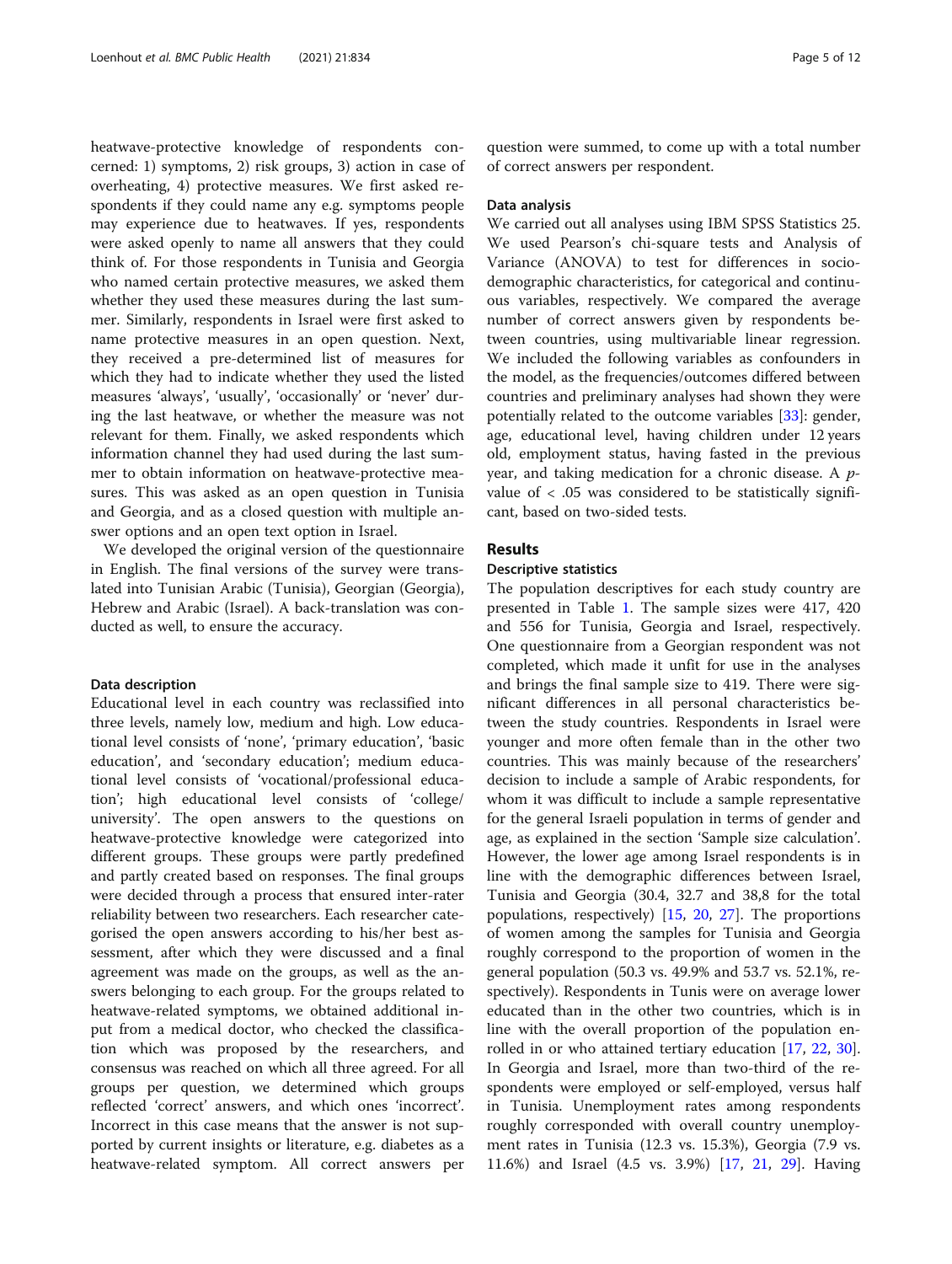heatwave-protective knowledge of respondents concerned: 1) symptoms, 2) risk groups, 3) action in case of overheating, 4) protective measures. We first asked respondents if they could name any e.g. symptoms people may experience due to heatwaves. If yes, respondents were asked openly to name all answers that they could think of. For those respondents in Tunisia and Georgia who named certain protective measures, we asked them whether they used these measures during the last summer. Similarly, respondents in Israel were first asked to name protective measures in an open question. Next, they received a pre-determined list of measures for which they had to indicate whether they used the listed measures 'always', 'usually', 'occasionally' or 'never' during the last heatwave, or whether the measure was not relevant for them. Finally, we asked respondents which information channel they had used during the last summer to obtain information on heatwave-protective measures. This was asked as an open question in Tunisia and Georgia, and as a closed question with multiple answer options and an open text option in Israel.

We developed the original version of the questionnaire in English. The final versions of the survey were translated into Tunisian Arabic (Tunisia), Georgian (Georgia), Hebrew and Arabic (Israel). A back-translation was conducted as well, to ensure the accuracy.

#### Data description

Educational level in each country was reclassified into three levels, namely low, medium and high. Low educational level consists of 'none', 'primary education', 'basic education', and 'secondary education'; medium educational level consists of 'vocational/professional education'; high educational level consists of 'college/university'. The open answers to the questions on heatwave-protective knowledge were categorized into different groups. These groups were partly predefined and partly created based on responses. The final groups were decided through a process that ensured inter-rater reliability between two researchers. Each researcher categorised the open answers according to his/her best assessment, after which they were discussed and a final agreement was made on the groups, as well as the answers belonging to each group. For the groups related to heatwave-related symptoms, we obtained additional input from a medical doctor, who checked the classification which was proposed by the researchers, and consensus was reached on which all three agreed. For all groups per question, we determined which groups reflected 'correct' answers, and which ones 'incorrect'. Incorrect in this case means that the answer is not supported by current insights or literature, e.g. diabetes as a heatwave-related symptom. All correct answers per question were summed, to come up with a total number of correct answers per respondent.

#### Data analysis

We carried out all analyses using IBM SPSS Statistics 25. We used Pearson's chi-square tests and Analysis of Variance (ANOVA) to test for differences in sociodemographic characteristics, for categorical and continuous variables, respectively. We compared the average number of correct answers given by respondents between countries, using multivariable linear regression. We included the following variables as confounders in the model, as the frequencies/outcomes differed between countries and preliminary analyses had shown they were potentially related to the outcome variables [33]: gender, age, educational level, having children under 12 years old, employment status, having fasted in the previous year, and taking medication for a chronic disease. A $p$-value of $< .05$ was considered to be statistically significant, based on two-sided tests.

## Results

#### Descriptive statistics

The population descriptives for each study country are presented in Table 1. The sample sizes were 417, 420 and 556 for Tunisia, Georgia and Israel, respectively. One questionnaire from a Georgian respondent was not completed, which made it unfit for use in the analyses and brings the final sample size to 419. There were significant differences in all personal characteristics between the study countries. Respondents in Israel were younger and more often female than in the other two countries. This was mainly because of the researchers' decision to include a sample of Arabic respondents, for whom it was difficult to include a sample representative for the general Israeli population in terms of gender and age, as explained in the section 'Sample size calculation'. However, the lower age among Israel respondents is in line with the demographic differences between Israel, Tunisia and Georgia (30.4, 32.7 and 38,8 for the total populations, respectively) [15, 20, 27]. The proportions of women among the samples for Tunisia and Georgia roughly correspond to the proportion of women in the general population (50.3 vs. 49.9% and 53.7 vs. 52.1%, respectively). Respondents in Tunis were on average lower educated than in the other two countries, which is in line with the overall proportion of the population enrolled in or who attained tertiary education [17, 22, 30]. In Georgia and Israel, more than two-third of the respondents were employed or self-employed, versus half in Tunisia. Unemployment rates among respondents roughly corresponded with overall country unemployment rates in Tunisia (12.3 vs. 15.3%), Georgia (7.9 vs. 11.6%) and Israel (4.5 vs. 3.9%) [17, 21, 29]. Having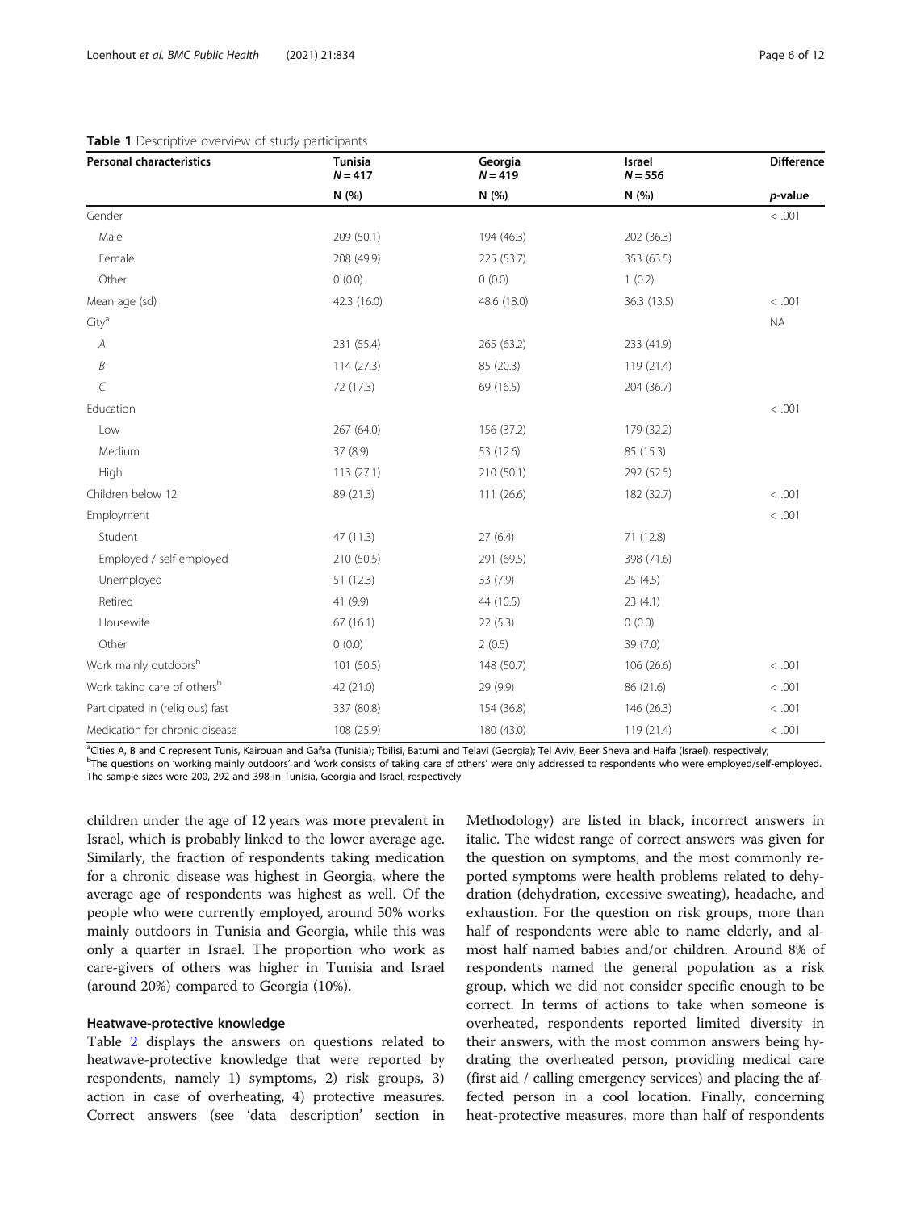**Table 1** Descriptive overview of study participants

| Personal characteristics | Tunisia N = 417 | Georgia N = 419 | Israel N = 556 | Difference |
|---|---|---|---|---|
| | N (%) | N (%) | N (%) | *p*-value |
| Gender | | | | < .001 |
| Male | 209 (50.1) | 194 (46.3) | 202 (36.3) | |
| Female | 208 (49.9) | 225 (53.7) | 353 (63.5) | |
| Other | 0 (0.0) | 0 (0.0) | 1 (0.2) | |
| Mean age (sd) | 42.3 (16.0) | 48.6 (18.0) | 36.3 (13.5) | < .001 |
| City[a] | | | | NA |
| *A* | 231 (55.4) | 265 (63.2) | 233 (41.9) | |
| *B* | 114 (27.3) | 85 (20.3) | 119 (21.4) | |
| *C* | 72 (17.3) | 69 (16.5) | 204 (36.7) | |
| Education | | | | < .001 |
| Low | 267 (64.0) | 156 (37.2) | 179 (32.2) | |
| Medium | 37 (8.9) | 53 (12.6) | 85 (15.3) | |
| High | 113 (27.1) | 210 (50.1) | 292 (52.5) | |
| Children below 12 | 89 (21.3) | 111 (26.6) | 182 (32.7) | < .001 |
| Employment | | | | < .001 |
| Student | 47 (11.3) | 27 (6.4) | 71 (12.8) | |
| Employed / self-employed | 210 (50.5) | 291 (69.5) | 398 (71.6) | |
| Unemployed | 51 (12.3) | 33 (7.9) | 25 (4.5) | |
| Retired | 41 (9.9) | 44 (10.5) | 23 (4.1) | |
| Housewife | 67 (16.1) | 22 (5.3) | 0 (0.0) | |
| Other | 0 (0.0) | 2 (0.5) | 39 (7.0) | |
| Work mainly outdoors[b] | 101 (50.5) | 148 (50.7) | 106 (26.6) | < .001 |
| Work taking care of others[b] | 42 (21.0) | 29 (9.9) | 86 (21.6) | < .001 |
| Participated in (religious) fast | 337 (80.8) | 154 (36.8) | 146 (26.3) | < .001 |
| Medication for chronic disease | 108 (25.9) | 180 (43.0) | 119 (21.4) | < .001 |

[a]Cities A, B and C represent Tunis, Kairouan and Gafsa (Tunisia); Tbilisi, Batumi and Telavi (Georgia); Tel Aviv, Beer Sheva and Haifa (Israel), respectively;
[b]The questions on 'working mainly outdoors' and 'work consists of taking care of others' were only addressed to respondents who were employed/self-employed. The sample sizes were 200, 292 and 398 in Tunisia, Georgia and Israel, respectively

children under the age of 12 years was more prevalent in Israel, which is probably linked to the lower average age. Similarly, the fraction of respondents taking medication for a chronic disease was highest in Georgia, where the average age of respondents was highest as well. Of the people who were currently employed, around 50% works mainly outdoors in Tunisia and Georgia, while this was only a quarter in Israel. The proportion who work as care-givers of others was higher in Tunisia and Israel (around 20%) compared to Georgia (10%).

### Heatwave-protective knowledge

Table 2 displays the answers on questions related to heatwave-protective knowledge that were reported by respondents, namely 1) symptoms, 2) risk groups, 3) action in case of overheating, 4) protective measures. Correct answers (see 'data description' section in Methodology) are listed in black, incorrect answers in italic. The widest range of correct answers was given for the question on symptoms, and the most commonly reported symptoms were health problems related to dehydration (dehydration, excessive sweating), headache, and exhaustion. For the question on risk groups, more than half of respondents were able to name elderly, and almost half named babies and/or children. Around 8% of respondents named the general population as a risk group, which we did not consider specific enough to be correct. In terms of actions to take when someone is overheated, respondents reported limited diversity in their answers, with the most common answers being hydrating the overheated person, providing medical care (first aid / calling emergency services) and placing the affected person in a cool location. Finally, concerning heat-protective measures, more than half of respondents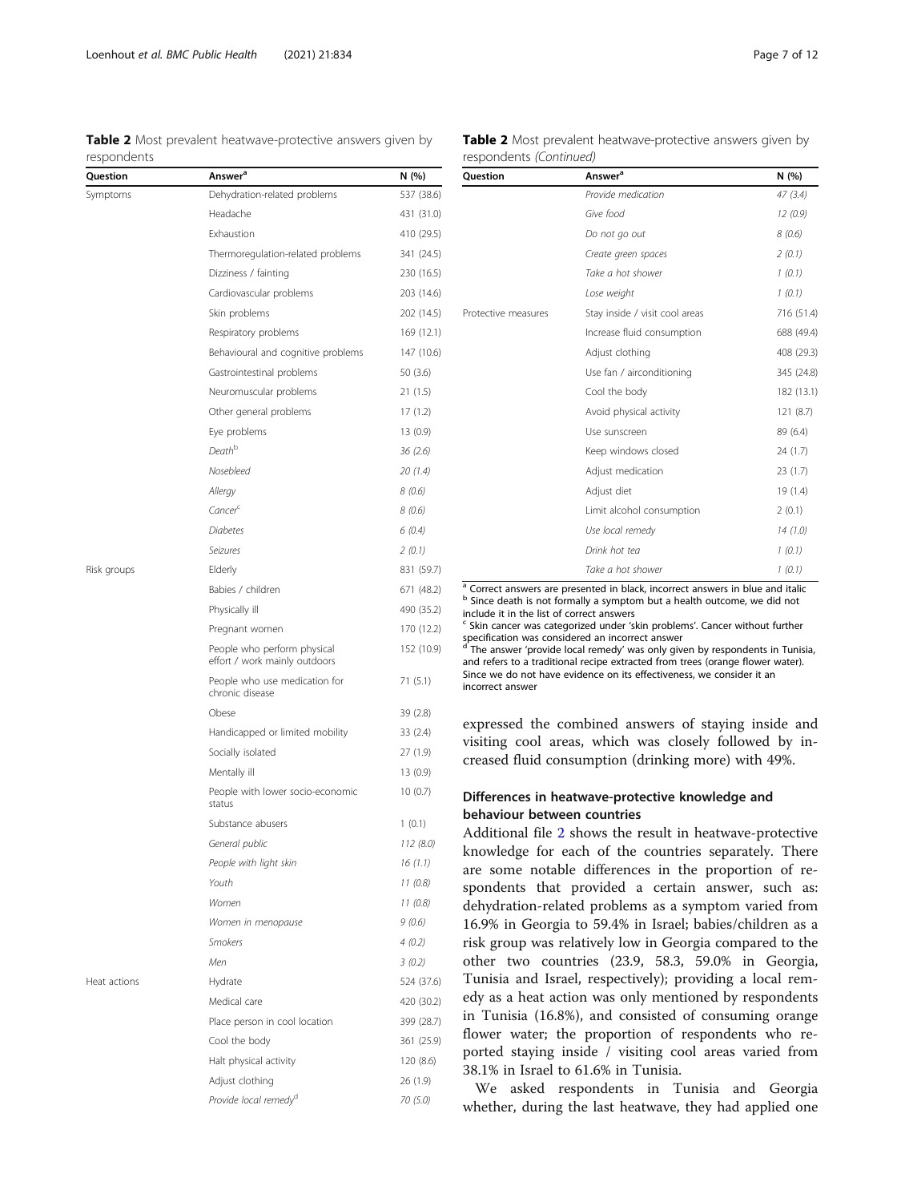**Table 2** Most prevalent heatwave-protective answers given by respondents

| Question | Answer[a] | N (%) |
|---|---|---|
| Symptoms | Dehydration-related problems | 537 (38.6) |
| | Headache | 431 (31.0) |
| | Exhaustion | 410 (29.5) |
| | Thermoregulation-related problems | 341 (24.5) |
| | Dizziness / fainting | 230 (16.5) |
| | Cardiovascular problems | 203 (14.6) |
| | Skin problems | 202 (14.5) |
| | Respiratory problems | 169 (12.1) |
| | Behavioural and cognitive problems | 147 (10.6) |
| | Gastrointestinal problems | 50 (3.6) |
| | Neuromuscular problems | 21 (1.5) |
| | Other general problems | 17 (1.2) |
| | Eye problems | 13 (0.9) |
| | *Death*[b] | *36 (2.6)* |
| | *Nosebleed* | *20 (1.4)* |
| | *Allergy* | *8 (0.6)* |
| | *Cancer*[c] | *8 (0.6)* |
| | *Diabetes* | *6 (0.4)* |
| | *Seizures* | *2 (0.1)* |
| Risk groups | Elderly | 831 (59.7) |
| | Babies / children | 671 (48.2) |
| | Physically ill | 490 (35.2) |
| | Pregnant women | 170 (12.2) |
| | People who perform physical effort / work mainly outdoors | 152 (10.9) |
| | People who use medication for chronic disease | 71 (5.1) |
| | Obese | 39 (2.8) |
| | Handicapped or limited mobility | 33 (2.4) |
| | Socially isolated | 27 (1.9) |
| | Mentally ill | 13 (0.9) |
| | People with lower socio-economic status | 10 (0.7) |
| | Substance abusers | 1 (0.1) |
| | *General public* | *112 (8.0)* |
| | *People with light skin* | *16 (1.1)* |
| | *Youth* | *11 (0.8)* |
| | *Women* | *11 (0.8)* |
| | *Women in menopause* | *9 (0.6)* |
| | *Smokers* | *4 (0.2)* |
| | *Men* | *3 (0.2)* |
| Heat actions | Hydrate | 524 (37.6) |
| | Medical care | 420 (30.2) |
| | Place person in cool location | 399 (28.7) |
| | Cool the body | 361 (25.9) |
| | Halt physical activity | 120 (8.6) |
| | Adjust clothing | 26 (1.9) |
| | *Provide local remedy*[d] | *70 (5.0)* |
| | *Provide medication* | *47 (3.4)* |
| | *Give food* | *12 (0.9)* |
| | *Do not go out* | *8 (0.6)* |
| | *Create green spaces* | *2 (0.1)* |
| | *Take a hot shower* | *1 (0.1)* |
| | *Lose weight* | *1 (0.1)* |
| Protective measures | Stay inside / visit cool areas | 716 (51.4) |
| | Increase fluid consumption | 688 (49.4) |
| | Adjust clothing | 408 (29.3) |
| | Use fan / airconditioning | 345 (24.8) |
| | Cool the body | 182 (13.1) |
| | Avoid physical activity | 121 (8.7) |
| | Use sunscreen | 89 (6.4) |
| | Keep windows closed | 24 (1.7) |
| | Adjust medication | 23 (1.7) |
| | Adjust diet | 19 (1.4) |
| | Limit alcohol consumption | 2 (0.1) |
| | *Use local remedy* | *14 (1.0)* |
| | *Drink hot tea* | *1 (0.1)* |
| | *Take a hot shower* | *1 (0.1)* |

[a] Correct answers are presented in black, incorrect answers in blue and italic
[b] Since death is not formally a symptom but a health outcome, we did not include it in the list of correct answers
[c] Skin cancer was categorized under 'skin problems'. Cancer without further specification was considered an incorrect answer
[d] The answer 'provide local remedy' was only given by respondents in Tunisia, and refers to a traditional recipe extracted from trees (orange flower water). Since we do not have evidence on its effectiveness, we consider it an incorrect answer

expressed the combined answers of staying inside and visiting cool areas, which was closely followed by increased fluid consumption (drinking more) with 49%.

## Differences in heatwave-protective knowledge and behaviour between countries

Additional file 2 shows the result in heatwave-protective knowledge for each of the countries separately. There are some notable differences in the proportion of respondents that provided a certain answer, such as: dehydration-related problems as a symptom varied from 16.9% in Georgia to 59.4% in Israel; babies/children as a risk group was relatively low in Georgia compared to the other two countries (23.9, 58.3, 59.0% in Georgia, Tunisia and Israel, respectively); providing a local remedy as a heat action was only mentioned by respondents in Tunisia (16.8%), and consisted of consuming orange flower water; the proportion of respondents who reported staying inside / visiting cool areas varied from 38.1% in Israel to 61.6% in Tunisia.

We asked respondents in Tunisia and Georgia whether, during the last heatwave, they had applied one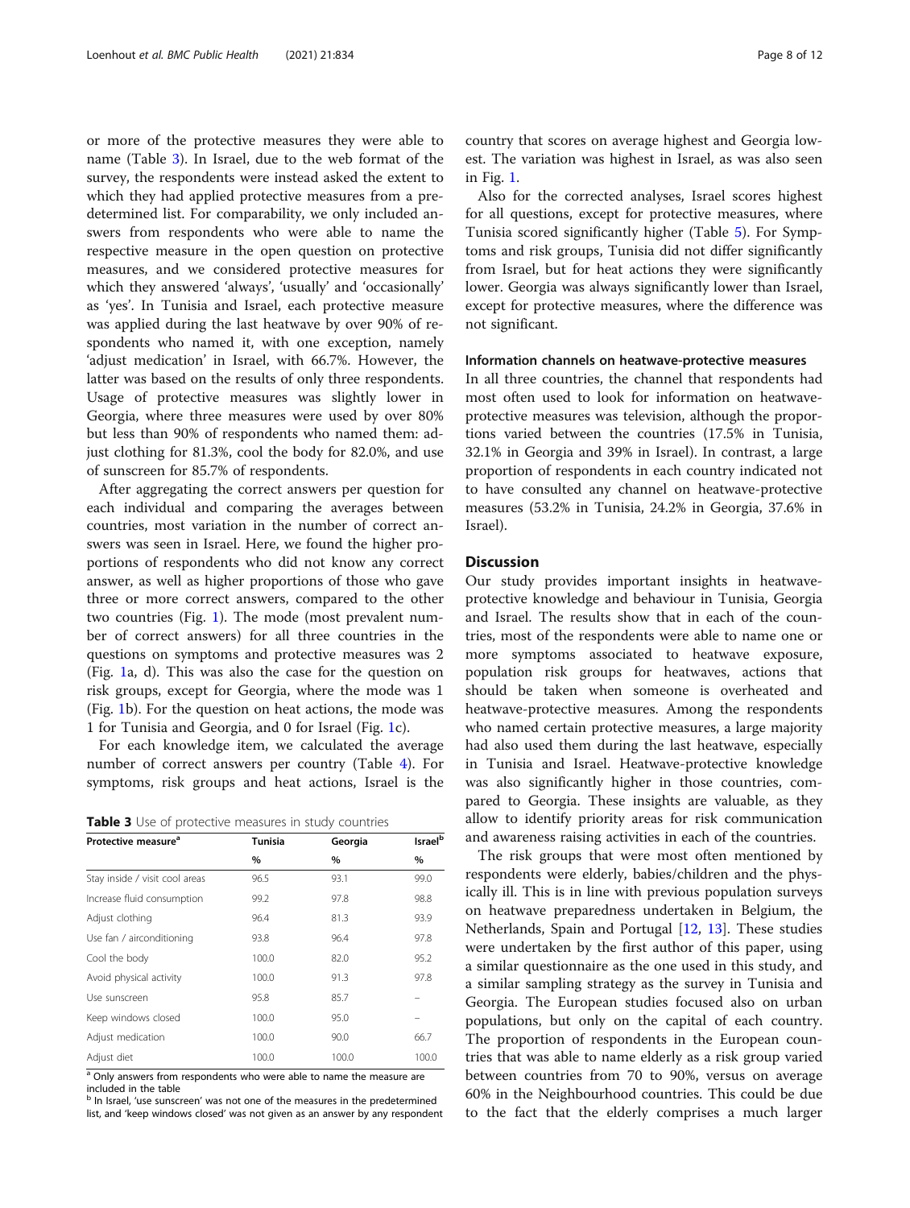or more of the protective measures they were able to name (Table 3). In Israel, due to the web format of the survey, the respondents were instead asked the extent to which they had applied protective measures from a pre-determined list. For comparability, we only included answers from respondents who were able to name the respective measure in the open question on protective measures, and we considered protective measures for which they answered 'always', 'usually' and 'occasionally' as 'yes'. In Tunisia and Israel, each protective measure was applied during the last heatwave by over 90% of respondents who named it, with one exception, namely 'adjust medication' in Israel, with 66.7%. However, the latter was based on the results of only three respondents. Usage of protective measures was slightly lower in Georgia, where three measures were used by over 80% but less than 90% of respondents who named them: adjust clothing for 81.3%, cool the body for 82.0%, and use of sunscreen for 85.7% of respondents.

After aggregating the correct answers per question for each individual and comparing the averages between countries, most variation in the number of correct answers was seen in Israel. Here, we found the higher proportions of respondents who did not know any correct answer, as well as higher proportions of those who gave three or more correct answers, compared to the other two countries (Fig. 1). The mode (most prevalent number of correct answers) for all three countries in the questions on symptoms and protective measures was 2 (Fig. 1a, d). This was also the case for the question on risk groups, except for Georgia, where the mode was 1 (Fig. 1b). For the question on heat actions, the mode was 1 for Tunisia and Georgia, and 0 for Israel (Fig. 1c).

For each knowledge item, we calculated the average number of correct answers per country (Table 4). For symptoms, risk groups and heat actions, Israel is the country that scores on average highest and Georgia lowest. The variation was highest in Israel, as was also seen in Fig. 1.

**Table 3** Use of protective measures in study countries

| Protective measure[a] | Tunisia | Georgia | Israel[b] |
|---|---|---|---|
| | % | % | % |
| Stay inside / visit cool areas | 96.5 | 93.1 | 99.0 |
| Increase fluid consumption | 99.2 | 97.8 | 98.8 |
| Adjust clothing | 96.4 | 81.3 | 93.9 |
| Use fan / airconditioning | 93.8 | 96.4 | 97.8 |
| Cool the body | 100.0 | 82.0 | 95.2 |
| Avoid physical activity | 100.0 | 91.3 | 97.8 |
| Use sunscreen | 95.8 | 85.7 | – |
| Keep windows closed | 100.0 | 95.0 | – |
| Adjust medication | 100.0 | 90.0 | 66.7 |
| Adjust diet | 100.0 | 100.0 | 100.0 |

[a] Only answers from respondents who were able to name the measure are included in the table
[b] In Israel, 'use sunscreen' was not one of the measures in the predetermined list, and 'keep windows closed' was not given as an answer by any respondent

Also for the corrected analyses, Israel scores highest for all questions, except for protective measures, where Tunisia scored significantly higher (Table 5). For Symptoms and risk groups, Tunisia did not differ significantly from Israel, but for heat actions they were significantly lower. Georgia was always significantly lower than Israel, except for protective measures, where the difference was not significant.

### Information channels on heatwave-protective measures

In all three countries, the channel that respondents had most often used to look for information on heatwave-protective measures was television, although the proportions varied between the countries (17.5% in Tunisia, 32.1% in Georgia and 39% in Israel). In contrast, a large proportion of respondents in each country indicated not to have consulted any channel on heatwave-protective measures (53.2% in Tunisia, 24.2% in Georgia, 37.6% in Israel).

## Discussion

Our study provides important insights in heatwave-protective knowledge and behaviour in Tunisia, Georgia and Israel. The results show that in each of the countries, most of the respondents were able to name one or more symptoms associated to heatwave exposure, population risk groups for heatwaves, actions that should be taken when someone is overheated and heatwave-protective measures. Among the respondents who named certain protective measures, a large majority had also used them during the last heatwave, especially in Tunisia and Israel. Heatwave-protective knowledge was also significantly higher in those countries, compared to Georgia. These insights are valuable, as they allow to identify priority areas for risk communication and awareness raising activities in each of the countries.

The risk groups that were most often mentioned by respondents were elderly, babies/children and the physically ill. This is in line with previous population surveys on heatwave preparedness undertaken in Belgium, the Netherlands, Spain and Portugal [12, 13]. These studies were undertaken by the first author of this paper, using a similar questionnaire as the one used in this study, and a similar sampling strategy as the survey in Tunisia and Georgia. The European studies focused also on urban populations, but only on the capital of each country. The proportion of respondents in the European countries that was able to name elderly as a risk group varied between countries from 70 to 90%, versus on average 60% in the Neighbourhood countries. This could be due to the fact that the elderly comprises a much larger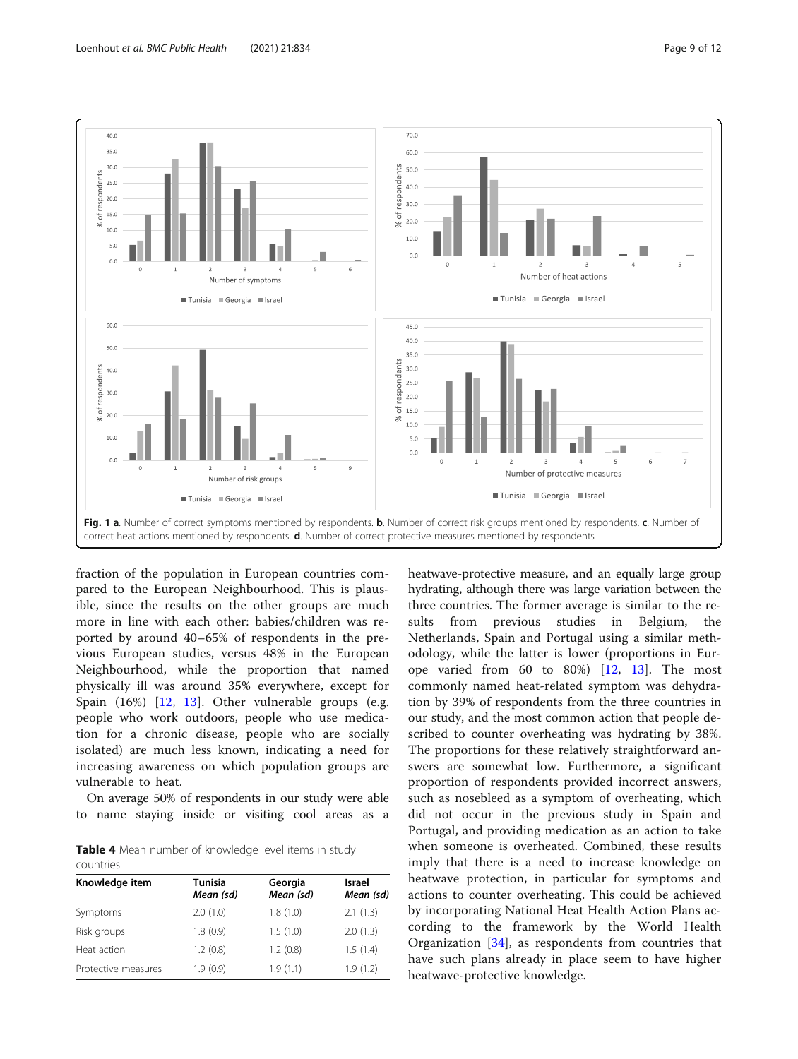Fig. 1 **a**. Number of correct symptoms mentioned by respondents. **b**. Number of correct risk groups mentioned by respondents. **c**. Number of correct heat actions mentioned by respondents. **d**. Number of correct protective measures mentioned by respondents

fraction of the population in European countries compared to the European Neighbourhood. This is plausible, since the results on the other groups are much more in line with each other: babies/children was reported by around 40–65% of respondents in the previous European studies, versus 48% in the European Neighbourhood, while the proportion that named physically ill was around 35% everywhere, except for Spain (16%) [12, 13]. Other vulnerable groups (e.g. people who work outdoors, people who use medication for a chronic disease, people who are socially isolated) are much less known, indicating a need for increasing awareness on which population groups are vulnerable to heat.

On average 50% of respondents in our study were able to name staying inside or visiting cool areas as a heatwave-protective measure, and an equally large group hydrating, although there was large variation between the three countries. The former average is similar to the results from previous studies in Belgium, the Netherlands, Spain and Portugal using a similar methodology, while the latter is lower (proportions in Europe varied from 60 to 80%) [12, 13]. The most commonly named heat-related symptom was dehydration by 39% of respondents from the three countries in our study, and the most common action that people described to counter overheating was hydrating by 38%. The proportions for these relatively straightforward answers are somewhat low. Furthermore, a significant proportion of respondents provided incorrect answers, such as nosebleed as a symptom of overheating, which did not occur in the previous study in Spain and Portugal, and providing medication as an action to take when someone is overheated. Combined, these results imply that there is a need to increase knowledge on heatwave protection, in particular for symptoms and actions to counter overheating. This could be achieved by incorporating National Heat Health Action Plans according to the framework by the World Health Organization [34], as respondents from countries that have such plans already in place seem to have higher heatwave-protective knowledge.

**Table 4** Mean number of knowledge level items in study countries

| Knowledge item | Tunisia *Mean (sd)* | Georgia *Mean (sd)* | Israel *Mean (sd)* |
|---|---|---|---|
| Symptoms | 2.0 (1.0) | 1.8 (1.0) | 2.1 (1.3) |
| Risk groups | 1.8 (0.9) | 1.5 (1.0) | 2.0 (1.3) |
| Heat action | 1.2 (0.8) | 1.2 (0.8) | 1.5 (1.4) |
| Protective measures | 1.9 (0.9) | 1.9 (1.1) | 1.9 (1.2) |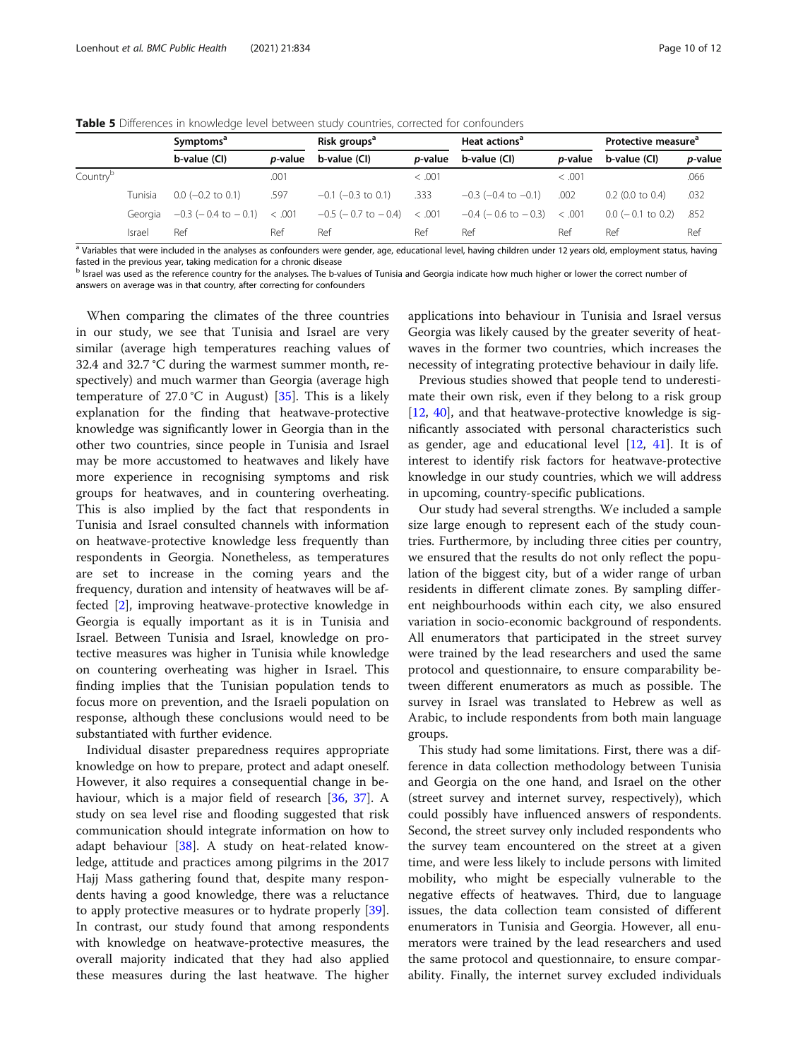**Table 5** Differences in knowledge level between study countries, corrected for confounders

| | | Symptoms[a] | | Risk groups[a] | | Heat actions[a] | | Protective measure[a] | |
|---|---|---|---|---|---|---|---|---|---|
| | | b-value (CI) | *p*-value | b-value (CI) | *p*-value | b-value (CI) | *p*-value | b-value (CI) | *p*-value |
| Country[b] | | | .001 | | < .001 | | < .001 | | .066 |
| | Tunisia | 0.0 (−0.2 to 0.1) | .597 | −0.1 (−0.3 to 0.1) | .333 | −0.3 (−0.4 to −0.1) | .002 | 0.2 (0.0 to 0.4) | .032 |
| | Georgia | −0.3 (− 0.4 to − 0.1) | < .001 | −0.5 (− 0.7 to − 0.4) | < .001 | −0.4 (− 0.6 to − 0.3) | < .001 | 0.0 (− 0.1 to 0.2) | .852 |
| | Israel | Ref | Ref | Ref | Ref | Ref | Ref | Ref | Ref |

[a] Variables that were included in the analyses as confounders were gender, age, educational level, having children under 12 years old, employment status, having fasted in the previous year, taking medication for a chronic disease

[b] Israel was used as the reference country for the analyses. The b-values of Tunisia and Georgia indicate how much higher or lower the correct number of answers on average was in that country, after correcting for confounders

When comparing the climates of the three countries in our study, we see that Tunisia and Israel are very similar (average high temperatures reaching values of 32.4 and 32.7 °C during the warmest summer month, respectively) and much warmer than Georgia (average high temperature of 27.0 °C in August) [35]. This is a likely explanation for the finding that heatwave-protective knowledge was significantly lower in Georgia than in the other two countries, since people in Tunisia and Israel may be more accustomed to heatwaves and likely have more experience in recognising symptoms and risk groups for heatwaves, and in countering overheating. This is also implied by the fact that respondents in Tunisia and Israel consulted channels with information on heatwave-protective knowledge less frequently than respondents in Georgia. Nonetheless, as temperatures are set to increase in the coming years and the frequency, duration and intensity of heatwaves will be affected [2], improving heatwave-protective knowledge in Georgia is equally important as it is in Tunisia and Israel. Between Tunisia and Israel, knowledge on protective measures was higher in Tunisia while knowledge on countering overheating was higher in Israel. This finding implies that the Tunisian population tends to focus more on prevention, and the Israeli population on response, although these conclusions would need to be substantiated with further evidence.

Individual disaster preparedness requires appropriate knowledge on how to prepare, protect and adapt oneself. However, it also requires a consequential change in behaviour, which is a major field of research [36, 37]. A study on sea level rise and flooding suggested that risk communication should integrate information on how to adapt behaviour [38]. A study on heat-related knowledge, attitude and practices among pilgrims in the 2017 Hajj Mass gathering found that, despite many respondents having a good knowledge, there was a reluctance to apply protective measures or to hydrate properly [39]. In contrast, our study found that among respondents with knowledge on heatwave-protective measures, the overall majority indicated that they had also applied these measures during the last heatwave. The higher applications into behaviour in Tunisia and Israel versus Georgia was likely caused by the greater severity of heatwaves in the former two countries, which increases the necessity of integrating protective behaviour in daily life.

Previous studies showed that people tend to underestimate their own risk, even if they belong to a risk group [12, 40], and that heatwave-protective knowledge is significantly associated with personal characteristics such as gender, age and educational level [12, 41]. It is of interest to identify risk factors for heatwave-protective knowledge in our study countries, which we will address in upcoming, country-specific publications.

Our study had several strengths. We included a sample size large enough to represent each of the study countries. Furthermore, by including three cities per country, we ensured that the results do not only reflect the population of the biggest city, but of a wider range of urban residents in different climate zones. By sampling different neighbourhoods within each city, we also ensured variation in socio-economic background of respondents. All enumerators that participated in the street survey were trained by the lead researchers and used the same protocol and questionnaire, to ensure comparability between different enumerators as much as possible. The survey in Israel was translated to Hebrew as well as Arabic, to include respondents from both main language groups.

This study had some limitations. First, there was a difference in data collection methodology between Tunisia and Georgia on the one hand, and Israel on the other (street survey and internet survey, respectively), which could possibly have influenced answers of respondents. Second, the street survey only included respondents who the survey team encountered on the street at a given time, and were less likely to include persons with limited mobility, who might be especially vulnerable to the negative effects of heatwaves. Third, due to language issues, the data collection team consisted of different enumerators in Tunisia and Georgia. However, all enumerators were trained by the lead researchers and used the same protocol and questionnaire, to ensure comparability. Finally, the internet survey excluded individuals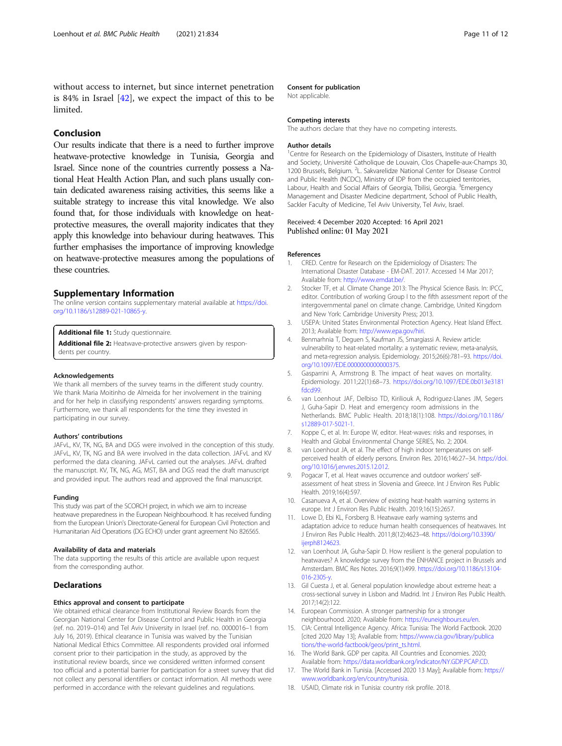without access to internet, but since internet penetration is 84% in Israel [42], we expect the impact of this to be limited.

## Conclusion

Our results indicate that there is a need to further improve heatwave-protective knowledge in Tunisia, Georgia and Israel. Since none of the countries currently possess a National Heat Health Action Plan, and such plans usually contain dedicated awareness raising activities, this seems like a suitable strategy to increase this vital knowledge. We also found that, for those individuals with knowledge on heat-protective measures, the overall majority indicates that they apply this knowledge into behaviour during heatwaves. This further emphasises the importance of improving knowledge on heatwave-protective measures among the populations of these countries.

## Supplementary Information

The online version contains supplementary material available at https://doi.org/10.1186/s12889-021-10865-y.

**Additional file 1:** Study questionnaire.

**Additional file 2:** Heatwave-protective answers given by respondents per country.

### Acknowledgements

We thank all members of the survey teams in the different study country. We thank Maria Moitinho de Almeida for her involvement in the training and for her help in classifying respondents' answers regarding symptoms. Furthermore, we thank all respondents for the time they invested in participating in our survey.

### Authors' contributions

JAFvL, KV, TK, NG, BA and DGS were involved in the conception of this study. JAFvL, KV, TK, NG and BA were involved in the data collection. JAFvL and KV performed the data cleaning. JAFvL carried out the analyses. JAFvL drafted the manuscript. KV, TK, NG, AG, MST, BA and DGS read the draft manuscript and provided input. The authors read and approved the final manuscript.

### Funding

This study was part of the SCORCH project, in which we aim to increase heatwave preparedness in the European Neighbourhood. It has received funding from the European Union's Directorate-General for European Civil Protection and Humanitarian Aid Operations (DG ECHO) under grant agreement No 826565.

### Availability of data and materials

The data supporting the results of this article are available upon request from the corresponding author.

## Declarations

### Ethics approval and consent to participate

We obtained ethical clearance from Institutional Review Boards from the Georgian National Center for Disease Control and Public Health in Georgia (ref. no. 2019–014) and Tel Aviv University in Israel (ref. no. 0000016–1 from July 16, 2019). Ethical clearance in Tunisia was waived by the Tunisian National Medical Ethics Committee. All respondents provided oral informed consent prior to their participation in the study, as approved by the institutional review boards, since we considered written informed consent too official and a potential barrier for participation for a street survey that did not collect any personal identifiers or contact information. All methods were performed in accordance with the relevant guidelines and regulations.

### Consent for publication

Not applicable.

### Competing interests

The authors declare that they have no competing interests.

### Author details

[1]Centre for Research on the Epidemiology of Disasters, Institute of Health and Society, Université Catholique de Louvain, Clos Chapelle-aux-Champs 30, 1200 Brussels, Belgium. [2]L. Sakvarelidze National Center for Disease Control and Public Health (NCDC), Ministry of IDP from the occupied territories, Labour, Health and Social Affairs of Georgia, Tbilisi, Georgia. [3]Emergency Management and Disaster Medicine department, School of Public Health, Sackler Faculty of Medicine, Tel Aviv University, Tel Aviv, Israel.

Received: 4 December 2020 Accepted: 16 April 2021
Published online: 01 May 2021

### References

1. CRED. Centre for Research on the Epidemiology of Disasters: The International Disaster Database - EM-DAT. 2017. Accessed 14 Mar 2017; Available from: http://www.emdat.be/.
2. Stocker TF, et al. Climate Change 2013: The Physical Science Basis. In: IPCC, editor. Contribution of working Group I to the fifth assessment report of the intergovernmental panel on climate change. Cambridge, United Kingdom and New York: Cambridge University Press; 2013.
3. USEPA: United States Environmental Protection Agency. Heat Island Effect. 2013; Available from: http://www.epa.gov/hiri.
4. Benmarhnia T, Deguen S, Kaufman JS, Smargiassi A. Review article: vulnerability to heat-related mortality: a systematic review, meta-analysis, and meta-regression analysis. Epidemiology. 2015;26(6):781–93. https://doi.org/10.1097/EDE.0000000000000375.
5. Gasparrini A, Armstrong B. The impact of heat waves on mortality. Epidemiology. 2011;22(1):68–73. https://doi.org/10.1097/EDE.0b013e3181fdcd99.
6. van Loenhout JAF, Delbiso TD, Kiriliouk A, Rodriguez-Llanes JM, Segers J, Guha-Sapir D. Heat and emergency room admissions in the Netherlands. BMC Public Health. 2018;18(1):108. https://doi.org/10.1186/s12889-017-5021-1.
7. Koppe C, et al. In: Europe W, editor. Heat-waves: risks and responses, in Health and Global Environmental Change SERIES, No. 2; 2004.
8. van Loenhout JA, et al. The effect of high indoor temperatures on self-perceived health of elderly persons. Environ Res. 2016;146:27–34. https://doi.org/10.1016/j.envres.2015.12.012.
9. Pogacar T, et al. Heat waves occurrence and outdoor workers' self-assessment of heat stress in Slovenia and Greece. Int J Environ Res Public Health. 2019;16(4):597.
10. Casanueva A, et al. Overview of existing heat-health warning systems in europe. Int J Environ Res Public Health. 2019;16(15):2657.
11. Lowe D, Ebi KL, Forsberg B. Heatwave early warning systems and adaptation advice to reduce human health consequences of heatwaves. Int J Environ Res Public Health. 2011;8(12):4623–48. https://doi.org/10.3390/ijerph8124623.
12. van Loenhout JA, Guha-Sapir D. How resilient is the general population to heatwaves? A knowledge survey from the ENHANCE project in Brussels and Amsterdam. BMC Res Notes. 2016;9(1):499. https://doi.org/10.1186/s13104-016-2305-y.
13. Gil Cuesta J, et al. General population knowledge about extreme heat: a cross-sectional survey in Lisbon and Madrid. Int J Environ Res Public Health. 2017;14(2):122.
14. European Commission. A stronger partnership for a stronger neighbourhood. 2020; Available from: https://euneighbours.eu/en.
15. CIA: Central Intelligence Agency. Africa: Tunisia: The World Factbook. 2020 [cited 2020 May 13]; Available from: https://www.cia.gov/library/publications/the-world-factbook/geos/print_ts.html.
16. The World Bank. GDP per capita. All Countries and Economies. 2020; Available from: https://data.worldbank.org/indicator/NY.GDP.PCAP.CD.
17. The World Bank in Tunisia. [Accessed 2020 13 May]; Available from: https://www.worldbank.org/en/country/tunisia.
18. USAID, Climate risk in Tunisia: country risk profile. 2018.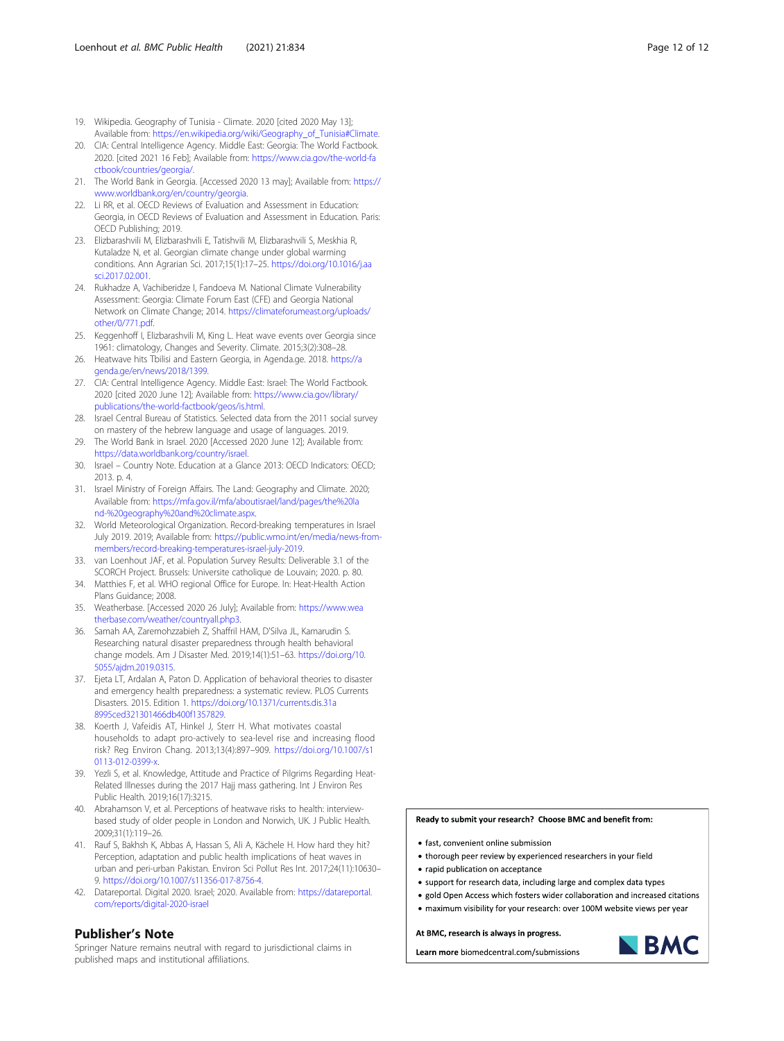19. Wikipedia. Geography of Tunisia - Climate. 2020 [cited 2020 May 13]; Available from: https://en.wikipedia.org/wiki/Geography_of_Tunisia#Climate.
20. CIA: Central Intelligence Agency. Middle East: Georgia: The World Factbook. 2020. [cited 2021 16 Feb]; Available from: https://www.cia.gov/the-world-factbook/countries/georgia/.
21. The World Bank in Georgia. [Accessed 2020 13 may]; Available from: https://www.worldbank.org/en/country/georgia.
22. Li RR, et al. OECD Reviews of Evaluation and Assessment in Education: Georgia, in OECD Reviews of Evaluation and Assessment in Education. Paris: OECD Publishing; 2019.
23. Elizbarashvili M, Elizbarashvili E, Tatishvili M, Elizbarashvili S, Meskhia R, Kutaladze N, et al. Georgian climate change under global warming conditions. Ann Agrarian Sci. 2017;15(1):17–25. https://doi.org/10.1016/j.aasci.2017.02.001.
24. Rukhadze A, Vachiberidze I, Fandoeva M. National Climate Vulnerability Assessment: Georgia: Climate Forum East (CFE) and Georgia National Network on Climate Change; 2014. https://climateforumeast.org/uploads/other/0/771.pdf.
25. Keggenhoff I, Elizbarashvili M, King L. Heat wave events over Georgia since 1961: climatology, Changes and Severity. Climate. 2015;3(2):308–28.
26. Heatwave hits Tbilisi and Eastern Georgia, in Agenda.ge. 2018. https://agenda.ge/en/news/2018/1399.
27. CIA: Central Intelligence Agency. Middle East: Israel: The World Factbook. 2020 [cited 2020 June 12]; Available from: https://www.cia.gov/library/publications/the-world-factbook/geos/is.html.
28. Israel Central Bureau of Statistics. Selected data from the 2011 social survey on mastery of the hebrew language and usage of languages. 2019.
29. The World Bank in Israel. 2020 [Accessed 2020 June 12]; Available from: https://data.worldbank.org/country/israel.
30. Israel – Country Note. Education at a Glance 2013: OECD Indicators: OECD; 2013. p. 4.
31. Israel Ministry of Foreign Affairs. The Land: Geography and Climate. 2020; Available from: https://mfa.gov.il/mfa/aboutisrael/land/pages/the%20land-%20geography%20and%20climate.aspx.
32. World Meteorological Organization. Record-breaking temperatures in Israel July 2019. 2019; Available from: https://public.wmo.int/en/media/news-from-members/record-breaking-temperatures-israel-july-2019.
33. van Loenhout JAF, et al. Population Survey Results: Deliverable 3.1 of the SCORCH Project. Brussels: Universite catholique de Louvain; 2020. p. 80.
34. Matthies F, et al. WHO regional Office for Europe. In: Heat-Health Action Plans Guidance; 2008.
35. Weatherbase. [Accessed 2020 26 July]; Available from: https://www.weatherbase.com/weather/countryall.php3.
36. Samah AA, Zaremohzzabieh Z, Shaffril HAM, D'Silva JL, Kamarudin S. Researching natural disaster preparedness through health behavioral change models. Am J Disaster Med. 2019;14(1):51–63. https://doi.org/10.5055/ajdm.2019.0315.
37. Ejeta LT, Ardalan A, Paton D. Application of behavioral theories to disaster and emergency health preparedness: a systematic review. PLOS Currents Disasters. 2015. Edition 1. https://doi.org/10.1371/currents.dis.31a8995ced321301466db400f1357829.
38. Koerth J, Vafeidis AT, Hinkel J, Sterr H. What motivates coastal households to adapt pro-actively to sea-level rise and increasing flood risk? Reg Environ Chang. 2013;13(4):897–909. https://doi.org/10.1007/s10113-012-0399-x.
39. Yezli S, et al. Knowledge, Attitude and Practice of Pilgrims Regarding Heat-Related Illnesses during the 2017 Hajj mass gathering. Int J Environ Res Public Health. 2019;16(17):3215.
40. Abrahamson V, et al. Perceptions of heatwave risks to health: interview-based study of older people in London and Norwich, UK. J Public Health. 2009;31(1):119–26.
41. Rauf S, Bakhsh K, Abbas A, Hassan S, Ali A, Kächele H. How hard they hit? Perception, adaptation and public health implications of heat waves in urban and peri-urban Pakistan. Environ Sci Pollut Res Int. 2017;24(11):10630–9. https://doi.org/10.1007/s11356-017-8756-4.
42. Datareportal. Digital 2020. Israel; 2020. Available from: https://datareportal.com/reports/digital-2020-israel

## Publisher's Note

Springer Nature remains neutral with regard to jurisdictional claims in published maps and institutional affiliations.

**Ready to submit your research? Choose BMC and benefit from:**

- fast, convenient online submission
- thorough peer review by experienced researchers in your field
- rapid publication on acceptance
- support for research data, including large and complex data types
- gold Open Access which fosters wider collaboration and increased citations
- maximum visibility for your research: over 100M website views per year

**At BMC, research is always in progress.**

**Learn more** biomedcentral.com/submissions